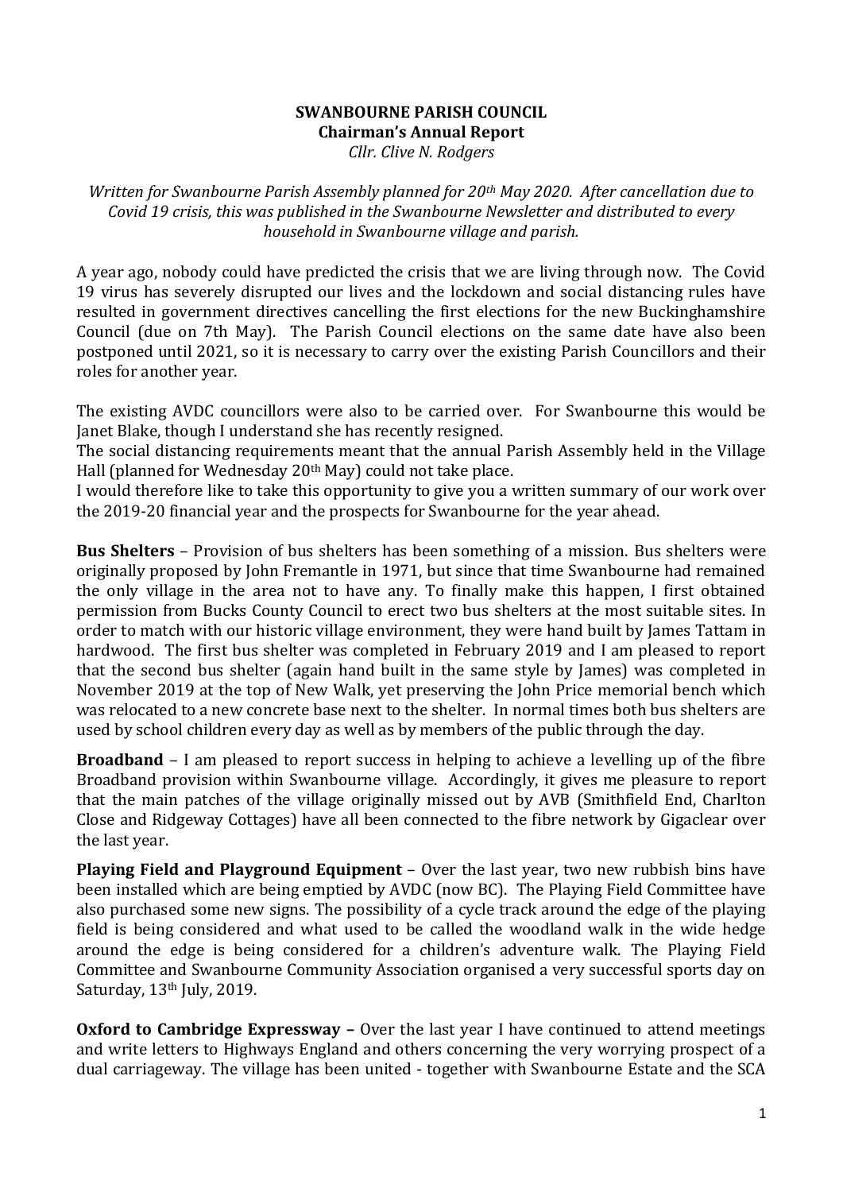**SWANBOURNE PARISH COUNCIL**
**Chairman's Annual Report**
*Cllr. Clive N. Rodgers*

*Written for Swanbourne Parish Assembly planned for 20th May 2020. After cancellation due to Covid 19 crisis, this was published in the Swanbourne Newsletter and distributed to every household in Swanbourne village and parish.*

A year ago, nobody could have predicted the crisis that we are living through now. The Covid 19 virus has severely disrupted our lives and the lockdown and social distancing rules have resulted in government directives cancelling the first elections for the new Buckinghamshire Council (due on 7th May). The Parish Council elections on the same date have also been postponed until 2021, so it is necessary to carry over the existing Parish Councillors and their roles for another year.

The existing AVDC councillors were also to be carried over. For Swanbourne this would be Janet Blake, though I understand she has recently resigned.
The social distancing requirements meant that the annual Parish Assembly held in the Village Hall (planned for Wednesday 20th May) could not take place.
I would therefore like to take this opportunity to give you a written summary of our work over the 2019-20 financial year and the prospects for Swanbourne for the year ahead.

**Bus Shelters** – Provision of bus shelters has been something of a mission. Bus shelters were originally proposed by John Fremantle in 1971, but since that time Swanbourne had remained the only village in the area not to have any. To finally make this happen, I first obtained permission from Bucks County Council to erect two bus shelters at the most suitable sites. In order to match with our historic village environment, they were hand built by James Tattam in hardwood. The first bus shelter was completed in February 2019 and I am pleased to report that the second bus shelter (again hand built in the same style by James) was completed in November 2019 at the top of New Walk, yet preserving the John Price memorial bench which was relocated to a new concrete base next to the shelter. In normal times both bus shelters are used by school children every day as well as by members of the public through the day.

**Broadband** – I am pleased to report success in helping to achieve a levelling up of the fibre Broadband provision within Swanbourne village. Accordingly, it gives me pleasure to report that the main patches of the village originally missed out by AVB (Smithfield End, Charlton Close and Ridgeway Cottages) have all been connected to the fibre network by Gigaclear over the last year.

**Playing Field and Playground Equipment** – Over the last year, two new rubbish bins have been installed which are being emptied by AVDC (now BC). The Playing Field Committee have also purchased some new signs. The possibility of a cycle track around the edge of the playing field is being considered and what used to be called the woodland walk in the wide hedge around the edge is being considered for a children's adventure walk. The Playing Field Committee and Swanbourne Community Association organised a very successful sports day on Saturday, 13th July, 2019.

**Oxford to Cambridge Expressway –** Over the last year I have continued to attend meetings and write letters to Highways England and others concerning the very worrying prospect of a dual carriageway. The village has been united - together with Swanbourne Estate and the SCA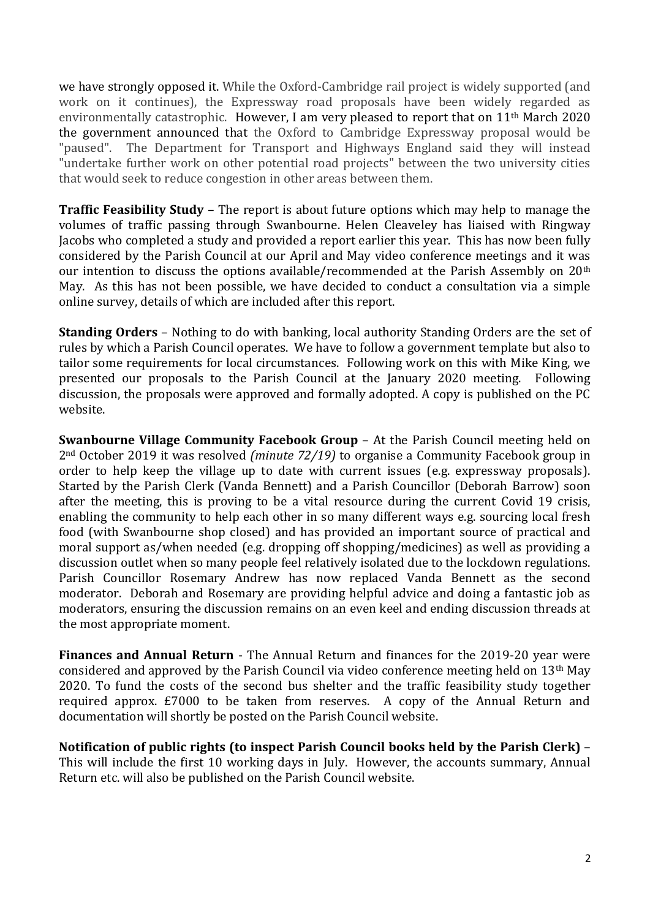we have strongly opposed it. While the Oxford-Cambridge rail project is widely supported (and work on it continues), the Expressway road proposals have been widely regarded as environmentally catastrophic. However, I am very pleased to report that on 11th March 2020 the government announced that the Oxford to Cambridge Expressway proposal would be "paused". The Department for Transport and Highways England said they will instead "undertake further work on other potential road projects" between the two university cities that would seek to reduce congestion in other areas between them.

**Traffic Feasibility Study** – The report is about future options which may help to manage the volumes of traffic passing through Swanbourne. Helen Cleaveley has liaised with Ringway Jacobs who completed a study and provided a report earlier this year. This has now been fully considered by the Parish Council at our April and May video conference meetings and it was our intention to discuss the options available/recommended at the Parish Assembly on 20th May. As this has not been possible, we have decided to conduct a consultation via a simple online survey, details of which are included after this report.

**Standing Orders** – Nothing to do with banking, local authority Standing Orders are the set of rules by which a Parish Council operates. We have to follow a government template but also to tailor some requirements for local circumstances. Following work on this with Mike King, we presented our proposals to the Parish Council at the January 2020 meeting. Following discussion, the proposals were approved and formally adopted. A copy is published on the PC website.

**Swanbourne Village Community Facebook Group** – At the Parish Council meeting held on 2nd October 2019 it was resolved *(minute 72/19)* to organise a Community Facebook group in order to help keep the village up to date with current issues (e.g. expressway proposals). Started by the Parish Clerk (Vanda Bennett) and a Parish Councillor (Deborah Barrow) soon after the meeting, this is proving to be a vital resource during the current Covid 19 crisis, enabling the community to help each other in so many different ways e.g. sourcing local fresh food (with Swanbourne shop closed) and has provided an important source of practical and moral support as/when needed (e.g. dropping off shopping/medicines) as well as providing a discussion outlet when so many people feel relatively isolated due to the lockdown regulations. Parish Councillor Rosemary Andrew has now replaced Vanda Bennett as the second moderator. Deborah and Rosemary are providing helpful advice and doing a fantastic job as moderators, ensuring the discussion remains on an even keel and ending discussion threads at the most appropriate moment.

**Finances and Annual Return** - The Annual Return and finances for the 2019-20 year were considered and approved by the Parish Council via video conference meeting held on 13th May 2020. To fund the costs of the second bus shelter and the traffic feasibility study together required approx. £7000 to be taken from reserves. A copy of the Annual Return and documentation will shortly be posted on the Parish Council website.

**Notification of public rights (to inspect Parish Council books held by the Parish Clerk)** – This will include the first 10 working days in July. However, the accounts summary, Annual Return etc. will also be published on the Parish Council website.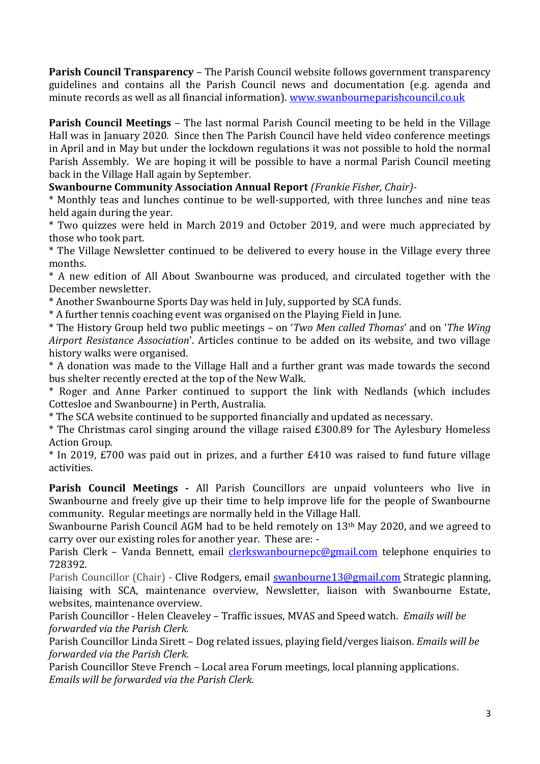**Parish Council Transparency** – The Parish Council website follows government transparency guidelines and contains all the Parish Council news and documentation (e.g. agenda and minute records as well as all financial information). [www.swanbourneparishcouncil.co.uk](http://www.swanbourneparishcouncil.co.uk)

**Parish Council Meetings** – The last normal Parish Council meeting to be held in the Village Hall was in January 2020. Since then The Parish Council have held video conference meetings in April and in May but under the lockdown regulations it was not possible to hold the normal Parish Assembly. We are hoping it will be possible to have a normal Parish Council meeting back in the Village Hall again by September.

**Swanbourne Community Association Annual Report** *(Frankie Fisher, Chair)*-

* Monthly teas and lunches continue to be well-supported, with three lunches and nine teas held again during the year.
* Two quizzes were held in March 2019 and October 2019, and were much appreciated by those who took part.
* The Village Newsletter continued to be delivered to every house in the Village every three months.
* A new edition of All About Swanbourne was produced, and circulated together with the December newsletter.
* Another Swanbourne Sports Day was held in July, supported by SCA funds.
* A further tennis coaching event was organised on the Playing Field in June.
* The History Group held two public meetings – on '*Two Men called Thomas*' and on '*The Wing Airport Resistance Association*'. Articles continue to be added on its website, and two village history walks were organised.
* A donation was made to the Village Hall and a further grant was made towards the second bus shelter recently erected at the top of the New Walk.
* Roger and Anne Parker continued to support the link with Nedlands (which includes Cottesloe and Swanbourne) in Perth, Australia.
* The SCA website continued to be supported financially and updated as necessary.
* The Christmas carol singing around the village raised £300.89 for The Aylesbury Homeless Action Group.
* In 2019, £700 was paid out in prizes, and a further £410 was raised to fund future village activities.

**Parish Council Meetings -** All Parish Councillors are unpaid volunteers who live in Swanbourne and freely give up their time to help improve life for the people of Swanbourne community. Regular meetings are normally held in the Village Hall.

Swanbourne Parish Council AGM had to be held remotely on 13th May 2020, and we agreed to carry over our existing roles for another year. These are: -

Parish Clerk – Vanda Bennett, email [clerkswanbournepc@gmail.com](mailto:clerkswanbournepc@gmail.com) telephone enquiries to 728392.

Parish Councillor (Chair) - Clive Rodgers, email [swanbourne13@gmail.com](mailto:swanbourne13@gmail.com) Strategic planning, liaising with SCA, maintenance overview, Newsletter, liaison with Swanbourne Estate, websites, maintenance overview.

Parish Councillor - Helen Cleaveley – Traffic issues, MVAS and Speed watch. *Emails will be forwarded via the Parish Clerk.*

Parish Councillor Linda Sirett – Dog related issues, playing field/verges liaison. *Emails will be forwarded via the Parish Clerk.*

Parish Councillor Steve French – Local area Forum meetings, local planning applications. *Emails will be forwarded via the Parish Clerk.*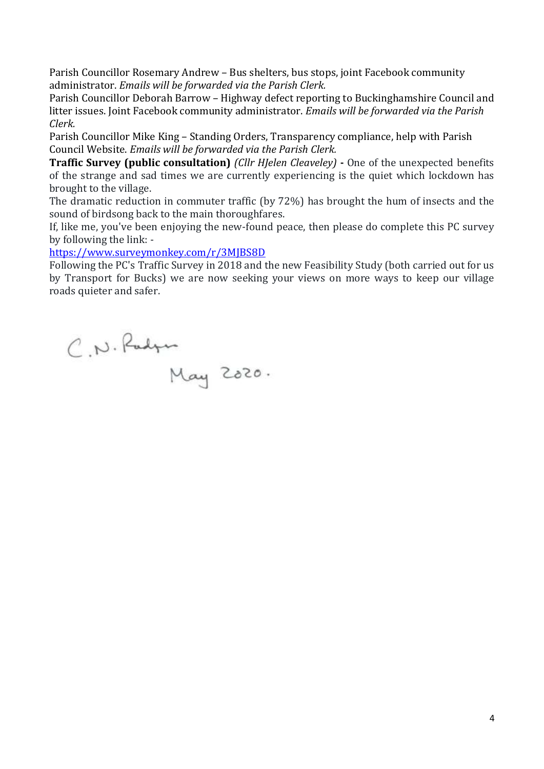Parish Councillor Rosemary Andrew – Bus shelters, bus stops, joint Facebook community administrator. *Emails will be forwarded via the Parish Clerk.*

Parish Councillor Deborah Barrow – Highway defect reporting to Buckinghamshire Council and litter issues. Joint Facebook community administrator. *Emails will be forwarded via the Parish Clerk.*

Parish Councillor Mike King – Standing Orders, Transparency compliance, help with Parish Council Website. *Emails will be forwarded via the Parish Clerk.*

**Traffic Survey (public consultation)** *(Cllr HJelen Cleaveley)* **-** One of the unexpected benefits of the strange and sad times we are currently experiencing is the quiet which lockdown has brought to the village.

The dramatic reduction in commuter traffic (by 72%) has brought the hum of insects and the sound of birdsong back to the main thoroughfares.

If, like me, you've been enjoying the new-found peace, then please do complete this PC survey by following the link: -

[https://www.surveymonkey.com/r/3MJBS8D](https://www.surveymonkey.com/r/3MJBS8D)

Following the PC's Traffic Survey in 2018 and the new Feasibility Study (both carried out for us by Transport for Bucks) we are now seeking your views on more ways to keep our village roads quieter and safer.

C.N. Radge

May 2020.